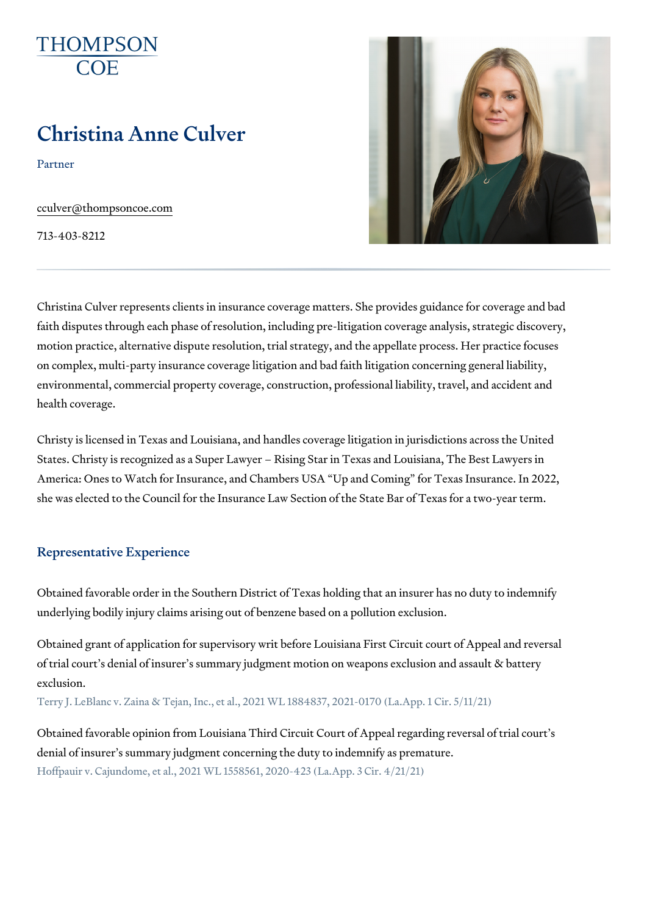THOMPSON COE

# Christina Anne Culver

Partner

cculver@thompsoncoe.com

713-403-8212

Christina Culver represents clients in insurance coverage matters. She provides guidance for coverage and bad faith disputes through each phase of resolution, including pre-litigation coverage analysis, strategic discovery, motion practice, alternative dispute resolution, trial strategy, and the appellate process. Her practice focuses on complex, multi-party insurance coverage litigation and bad faith litigation concerning general liability, environmental, commercial property coverage, construction, professional liability, travel, and accident and health coverage.

Christy is licensed in Texas and Louisiana, and handles coverage litigation in jurisdictions across the United States. Christy is recognized as a Super Lawyer – Rising Star in Texas and Louisiana, The Best Lawyers in America: Ones to Watch for Insurance, and Chambers USA "Up and Coming" for Texas Insurance. In 2022, she was elected to the Council for the Insurance Law Section of the State Bar of Texas for a two-year term.

## Representative Experience

Obtained favorable order in the Southern District of Texas holding that an insurer has no duty to indemnify underlying bodily injury claims arising out of benzene based on a pollution exclusion.

Obtained grant of application for supervisory writ before Louisiana First Circuit court of Appeal and reversal of trial court's denial of insurer's summary judgment motion on weapons exclusion and assault & battery exclusion.

Terry J. LeBlanc v. Zaina & Tejan, Inc., et al., 2021 WL 1884837, 2021-0170 (La.App. 1 Cir. 5/11/21)

Obtained favorable opinion from Louisiana Third Circuit Court of Appeal regarding reversal of trial court's denial of insurer's summary judgment concerning the duty to indemnify as premature.

Hoffpauir v. Cajundome, et al., 2021 WL 1558561, 2020-423 (La.App. 3 Cir. 4/21/21)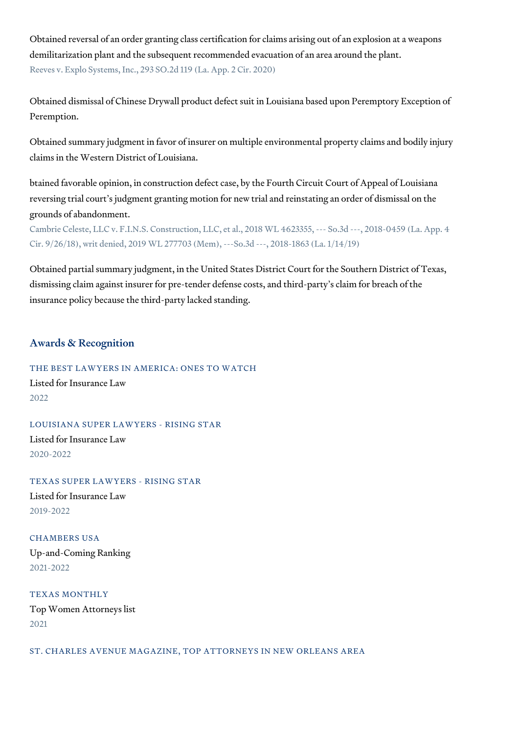Obtained reversal of an order granting class certification for claims arising out of an explosion at a weapons demilitarization plant and the subsequent recommended evacuation of an area around the plant.
Reeves v. Explo Systems, Inc., 293 SO.2d 119 (La. App. 2 Cir. 2020)

Obtained dismissal of Chinese Drywall product defect suit in Louisiana based upon Peremptory Exception of Peremption.

Obtained summary judgment in favor of insurer on multiple environmental property claims and bodily injury claims in the Western District of Louisiana.

btained favorable opinion, in construction defect case, by the Fourth Circuit Court of Appeal of Louisiana reversing trial court's judgment granting motion for new trial and reinstating an order of dismissal on the grounds of abandonment.
Cambrie Celeste, LLC v. F.I.N.S. Construction, LLC, et al., 2018 WL 4623355, --- So.3d ---, 2018-0459 (La. App. 4 Cir. 9/26/18), writ denied, 2019 WL 277703 (Mem), ---So.3d ---, 2018-1863 (La. 1/14/19)

Obtained partial summary judgment, in the United States District Court for the Southern District of Texas, dismissing claim against insurer for pre-tender defense costs, and third-party's claim for breach of the insurance policy because the third-party lacked standing.

## Awards & Recognition

THE BEST LAWYERS IN AMERICA: ONES TO WATCH
Listed for Insurance Law
2022

LOUISIANA SUPER LAWYERS - RISING STAR
Listed for Insurance Law
2020-2022

TEXAS SUPER LAWYERS - RISING STAR
Listed for Insurance Law
2019-2022

CHAMBERS USA
Up-and-Coming Ranking
2021-2022

TEXAS MONTHLY
Top Women Attorneys list
2021

ST. CHARLES AVENUE MAGAZINE, TOP ATTORNEYS IN NEW ORLEANS AREA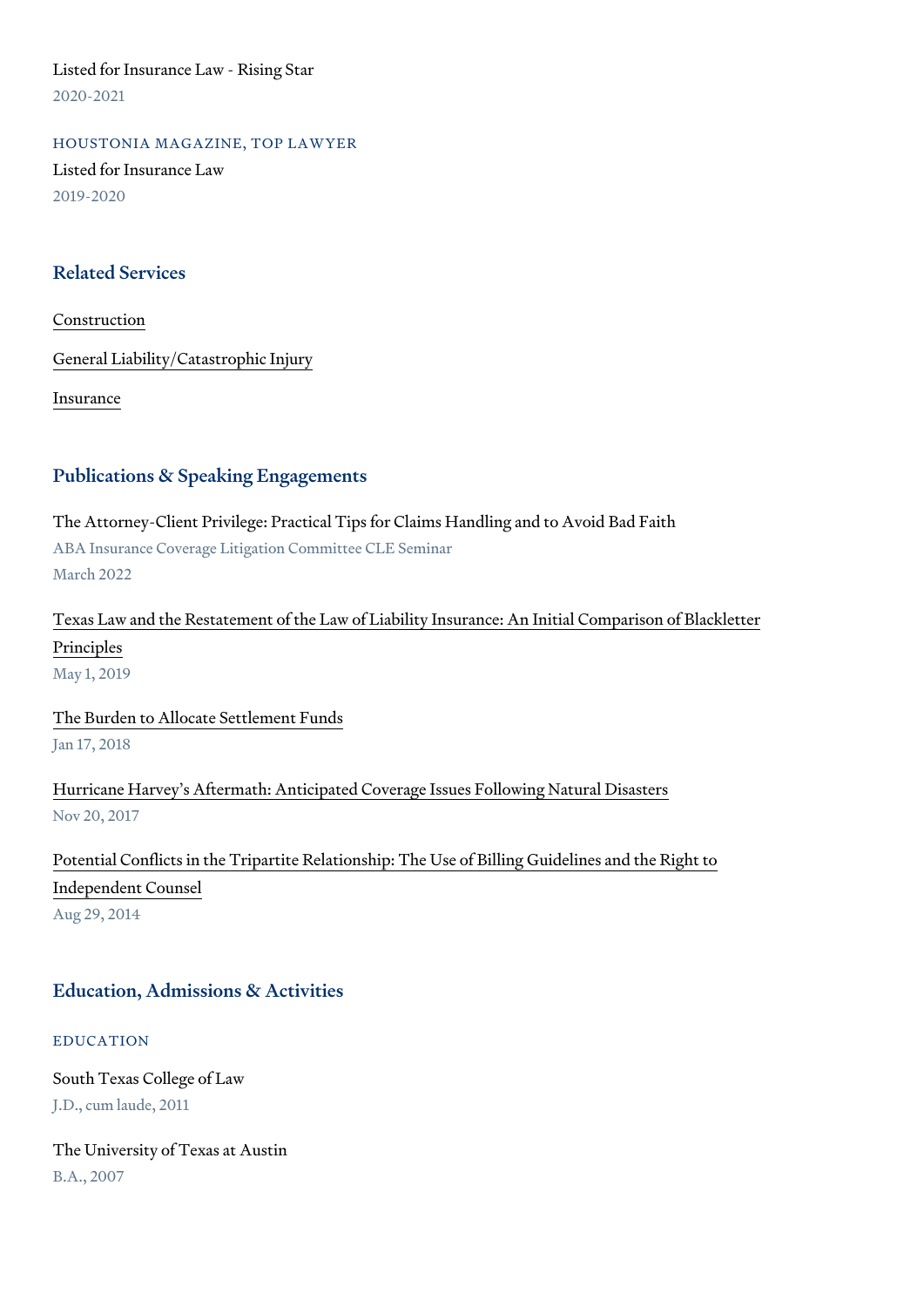Listed for Insurance Law - Rising Star

2020-2021

HOUSTONIA MAGAZINE, TOP LAWYER

Listed for Insurance Law

2019-2020

## Related Services

Construction

General Liability/Catastrophic Injury

Insurance

## Publications & Speaking Engagements

The Attorney-Client Privilege: Practical Tips for Claims Handling and to Avoid Bad Faith

ABA Insurance Coverage Litigation Committee CLE Seminar

March 2022

Texas Law and the Restatement of the Law of Liability Insurance: An Initial Comparison of Blackletter Principles

May 1, 2019

The Burden to Allocate Settlement Funds

Jan 17, 2018

Hurricane Harvey's Aftermath: Anticipated Coverage Issues Following Natural Disasters

Nov 20, 2017

Potential Conflicts in the Tripartite Relationship: The Use of Billing Guidelines and the Right to Independent Counsel

Aug 29, 2014

## Education, Admissions & Activities

EDUCATION

South Texas College of Law

J.D., cum laude, 2011

The University of Texas at Austin

B.A., 2007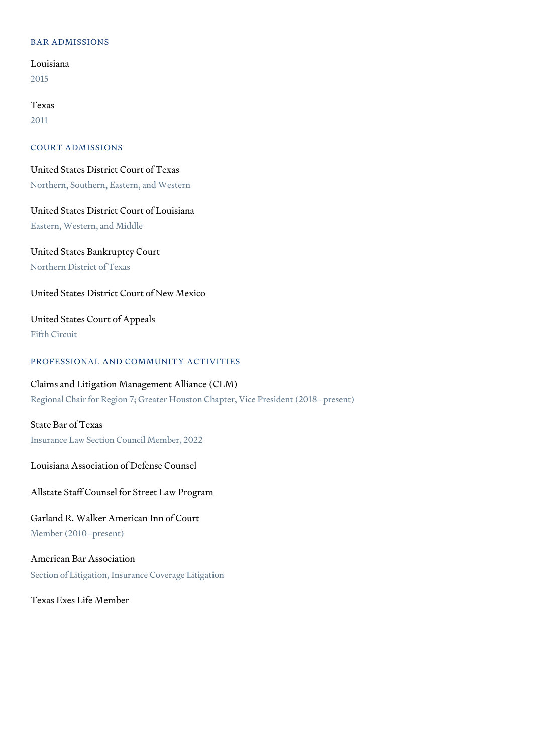## BAR ADMISSIONS

Louisiana
2015

Texas
2011

## COURT ADMISSIONS

United States District Court of Texas
Northern, Southern, Eastern, and Western

United States District Court of Louisiana
Eastern, Western, and Middle

United States Bankruptcy Court
Northern District of Texas

United States District Court of New Mexico

United States Court of Appeals
Fifth Circuit

## PROFESSIONAL AND COMMUNITY ACTIVITIES

Claims and Litigation Management Alliance (CLM)
Regional Chair for Region 7; Greater Houston Chapter, Vice President (2018–present)

State Bar of Texas
Insurance Law Section Council Member, 2022

Louisiana Association of Defense Counsel

Allstate Staff Counsel for Street Law Program

Garland R. Walker American Inn of Court
Member (2010–present)

American Bar Association
Section of Litigation, Insurance Coverage Litigation

Texas Exes Life Member